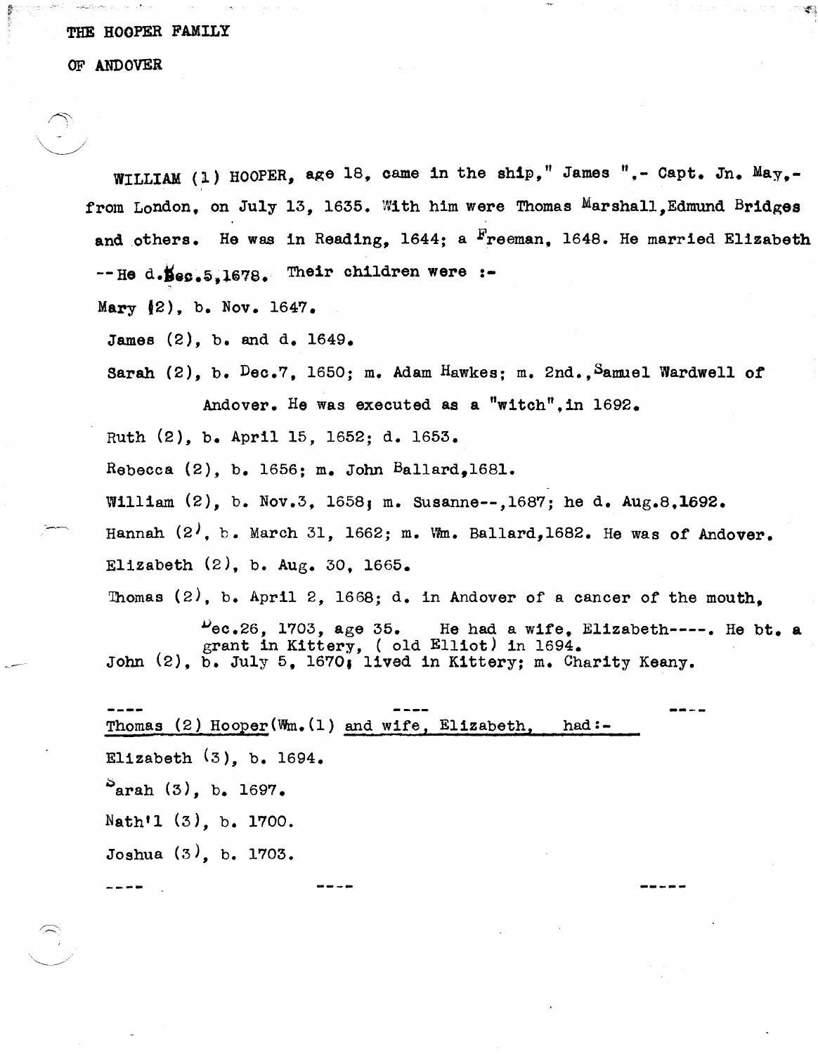THE HOOPER FAMILY

OF ANDOVER

WILLIAM (1) HOOPER, age 18, came in the ship," James ",- Capt. Jn. May,- from London, on July 13, 1635. With him were Thomas Marshall, Edmund Bridges and others. He was in Reading, 1644; a Freeman, 1648. He married Elizabeth -- He d. Dec.5, 1678. Their children were :-

Mary (2), b. Nov. 1647.

James (2), b. and d. 1649.

Sarah (2), b. Dec.7, 1650; m. Adam Hawkes; m. 2nd., Samuel Wardwell of Andover. He was executed as a "witch", in 1692.

Ruth (2), b. April 15, 1652; d. 1653.

Rebecca (2), b. 1656; m. John Ballard, 1681.

William (2), b. Nov.3, 1658; m. Susanne--, 1687; he d. Aug.8, 1692.

Hannah (2), b. March 31, 1662; m. Wm. Ballard, 1682. He was of Andover.

Elizabeth (2), b. Aug. 30, 1665.

Thomas (2), b. April 2, 1668; d. in Andover of a cancer of the mouth, Dec.26, 1703, age 35. He had a wife, Elizabeth----. He bt. a grant in Kittery, ( old Elliot) in 1694.

John (2), b. July 5, 1670; lived in Kittery; m. Charity Keany.

---- ---- ----

Thomas (2) Hooper (Wm.(1) and wife, Elizabeth, had:-

Elizabeth (3), b. 1694.

Sarah (3), b. 1697.

Nath'l (3), b. 1700.

Joshua (3), b. 1703.

---- ---- -----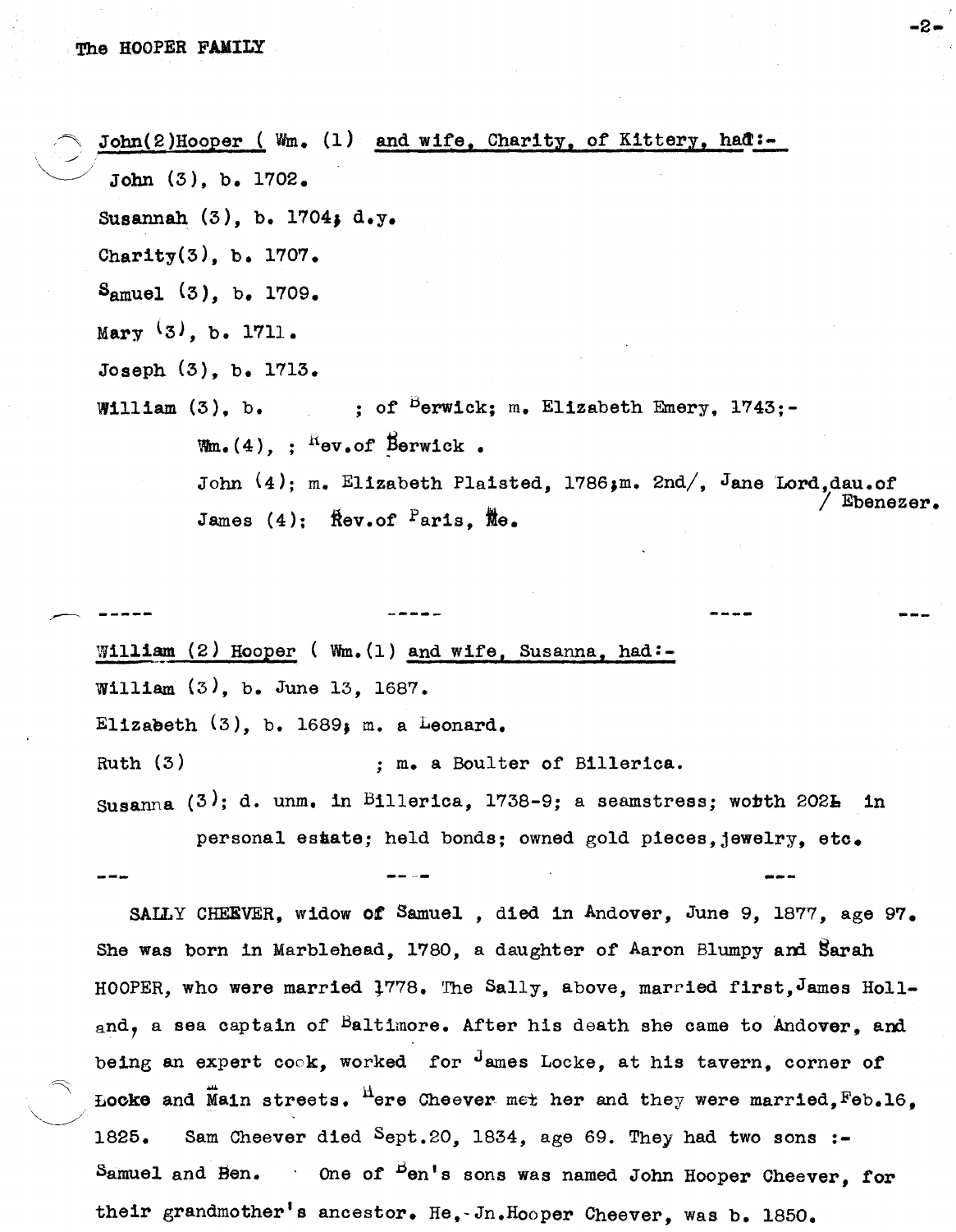John(2)Hooper ( Wm. (1) and wife, Charity, of Kittery, had:-

John (3), b. 1702.

Susannah (3), b. 1704; d.y.

Charity(3), b. 1707.

Samuel (3), b. 1709.

Mary (3), b. 1711.

Joseph (3), b. 1713.

William (3), b.        ; of Berwick; m. Elizabeth Emery, 1743;-

Wm.(4), ; Rev.of Berwick .

John (4); m. Elizabeth Plaisted, 1786;m. 2nd/, Jane Lord,dau.of / Ebenezer.

James (4); Rev.of Paris, Me.

----- ----- ---- ---

William (2) Hooper ( Wm.(1) and wife, Susanna, had:-

William (3), b. June 13, 1687.

Elizabeth (3), b. 1689; m. a Leonard.

Ruth (3)        ; m. a Boulter of Billerica.

Susanna (3); d. unm. in Billerica, 1738-9; a seamstress; worth 202L in personal estate; held bonds; owned gold pieces, jewelry, etc.

--- --- ---

SALLY CHEEVER, widow of Samuel , died in Andover, June 9, 1877, age 97. She was born in Marblehead, 1780, a daughter of Aaron Blumpy and Sarah HOOPER, who were married 1778. The Sally, above, married first, James Holland, a sea captain of Baltimore. After his death she came to Andover, and being an expert cook, worked for James Locke, at his tavern, corner of Locke and Main streets. Here Cheever met her and they were married, Feb.16, 1825. Sam Cheever died Sept.20, 1834, age 69. They had two sons :- Samuel and Ben. One of Ben's sons was named John Hooper Cheever, for their grandmother's ancestor. He,-Jn.Hooper Cheever, was b. 1850.